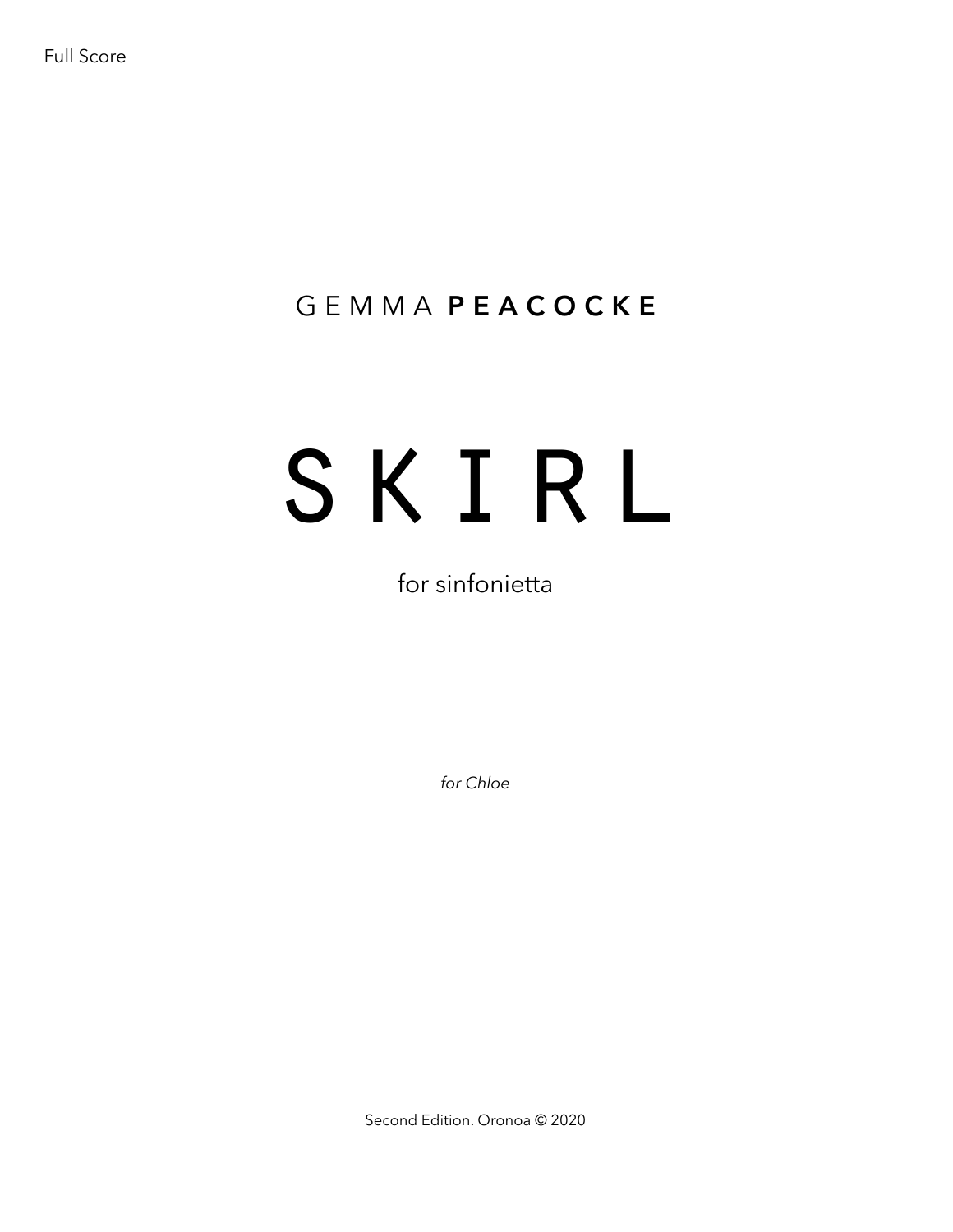Full Score

GEMMA **PEACOCKE**

# SKIRL

for sinfonietta

*for Chloe*

Second Edition. Oronoa © 2020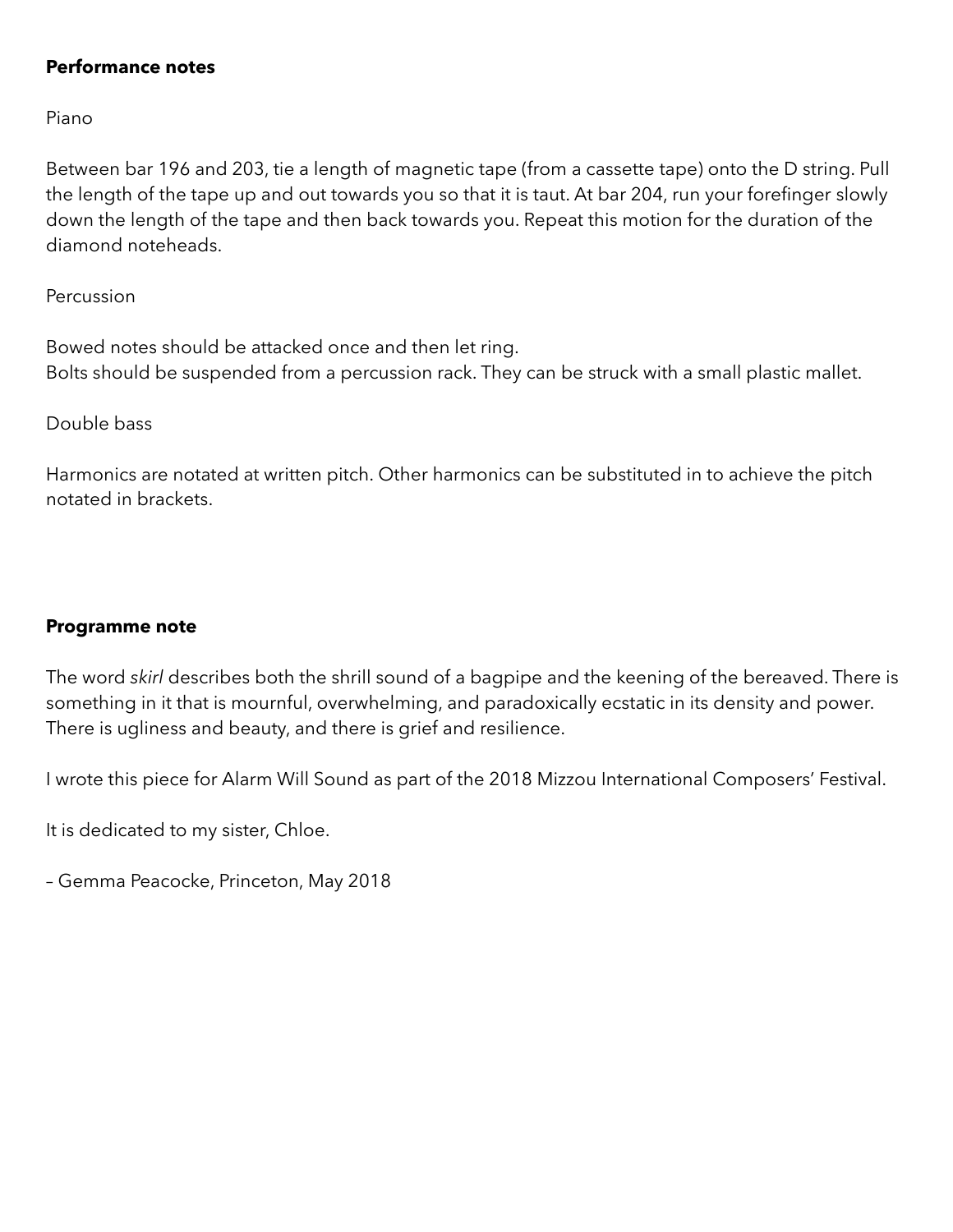**Performance notes**

Piano

Between bar 196 and 203, tie a length of magnetic tape (from a cassette tape) onto the D string. Pull the length of the tape up and out towards you so that it is taut. At bar 204, run your forefinger slowly down the length of the tape and then back towards you. Repeat this motion for the duration of the diamond noteheads.

Percussion

Bowed notes should be attacked once and then let ring.
Bolts should be suspended from a percussion rack. They can be struck with a small plastic mallet.

Double bass

Harmonics are notated at written pitch. Other harmonics can be substituted in to achieve the pitch notated in brackets.

**Programme note**

The word *skirl* describes both the shrill sound of a bagpipe and the keening of the bereaved. There is something in it that is mournful, overwhelming, and paradoxically ecstatic in its density and power. There is ugliness and beauty, and there is grief and resilience.

I wrote this piece for Alarm Will Sound as part of the 2018 Mizzou International Composers' Festival.

It is dedicated to my sister, Chloe.

– Gemma Peacocke, Princeton, May 2018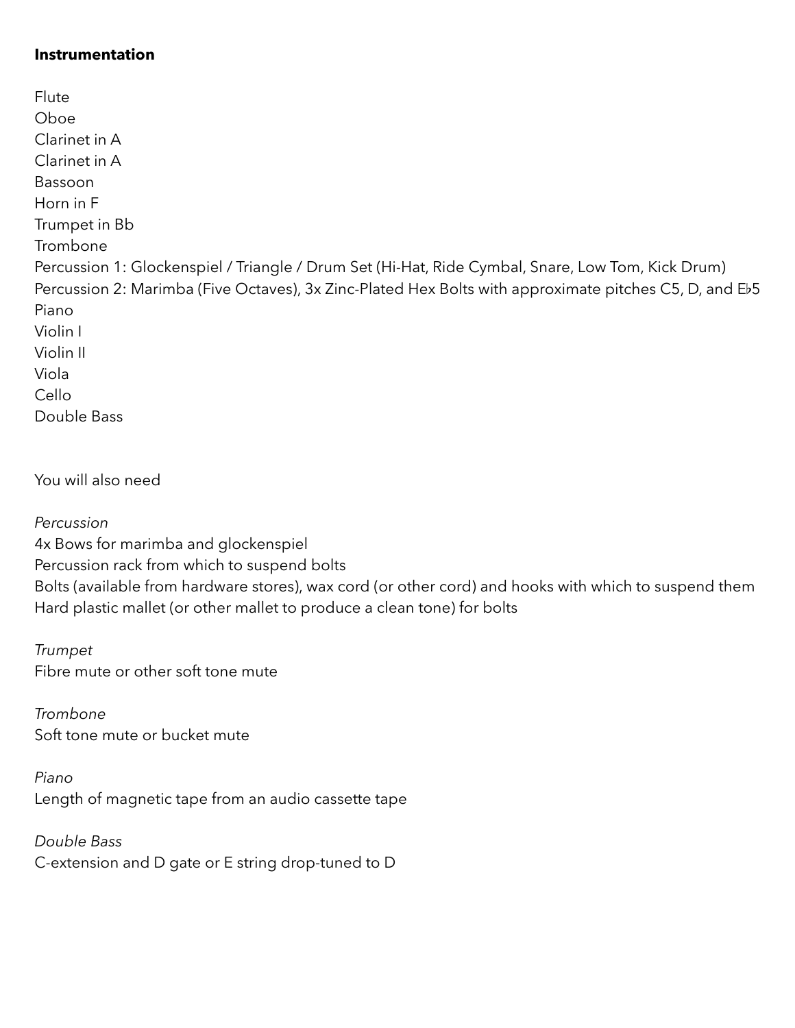**Instrumentation**

Flute
Oboe
Clarinet in A
Clarinet in A
Bassoon
Horn in F
Trumpet in Bb
Trombone
Percussion 1: Glockenspiel / Triangle / Drum Set (Hi-Hat, Ride Cymbal, Snare, Low Tom, Kick Drum)
Percussion 2: Marimba (Five Octaves), 3x Zinc-Plated Hex Bolts with approximate pitches C5, D, and E♭5
Piano
Violin I
Violin II
Viola
Cello
Double Bass

You will also need

*Percussion*
4x Bows for marimba and glockenspiel
Percussion rack from which to suspend bolts
Bolts (available from hardware stores), wax cord (or other cord) and hooks with which to suspend them
Hard plastic mallet (or other mallet to produce a clean tone) for bolts

*Trumpet*
Fibre mute or other soft tone mute

*Trombone*
Soft tone mute or bucket mute

*Piano*
Length of magnetic tape from an audio cassette tape

*Double Bass*
C-extension and D gate or E string drop-tuned to D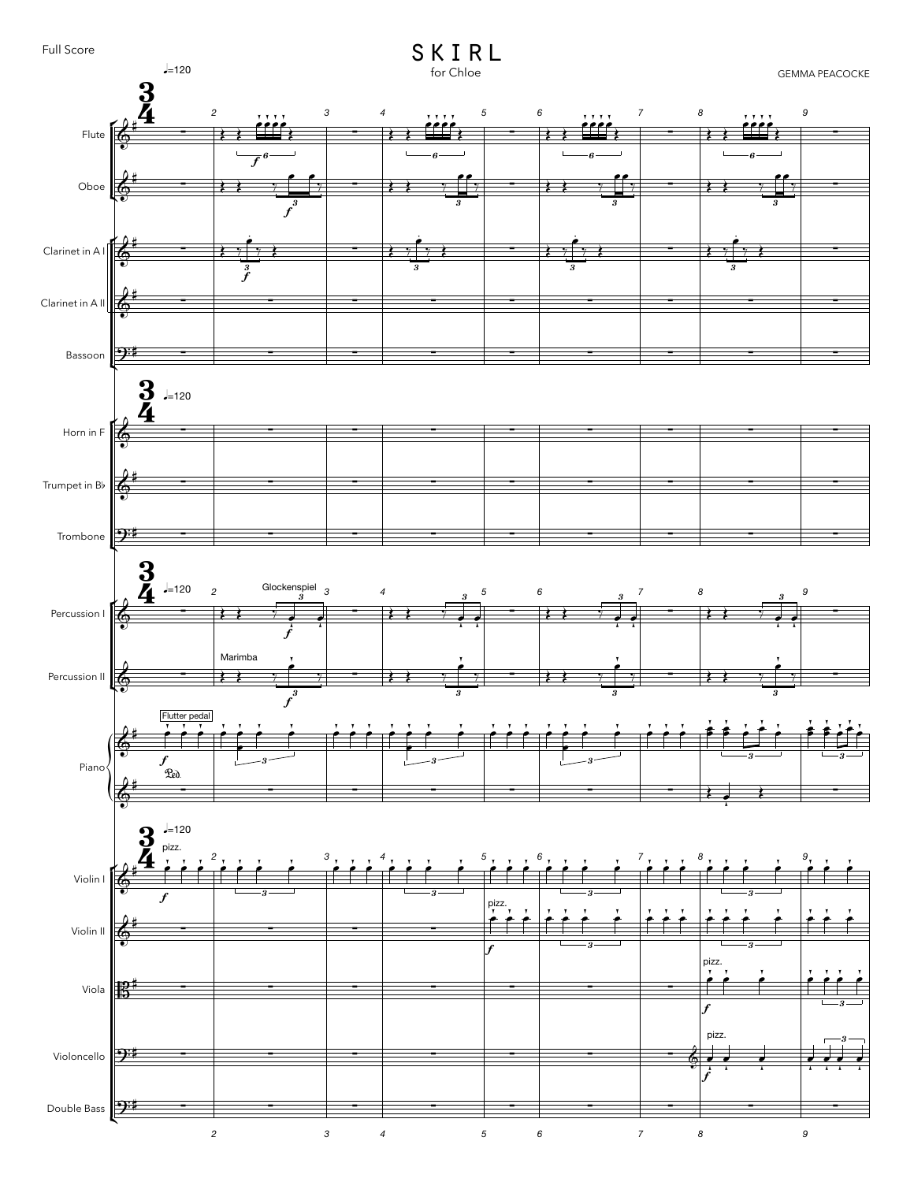# SKIRL

for Chloe

GEMMA PEACOCKE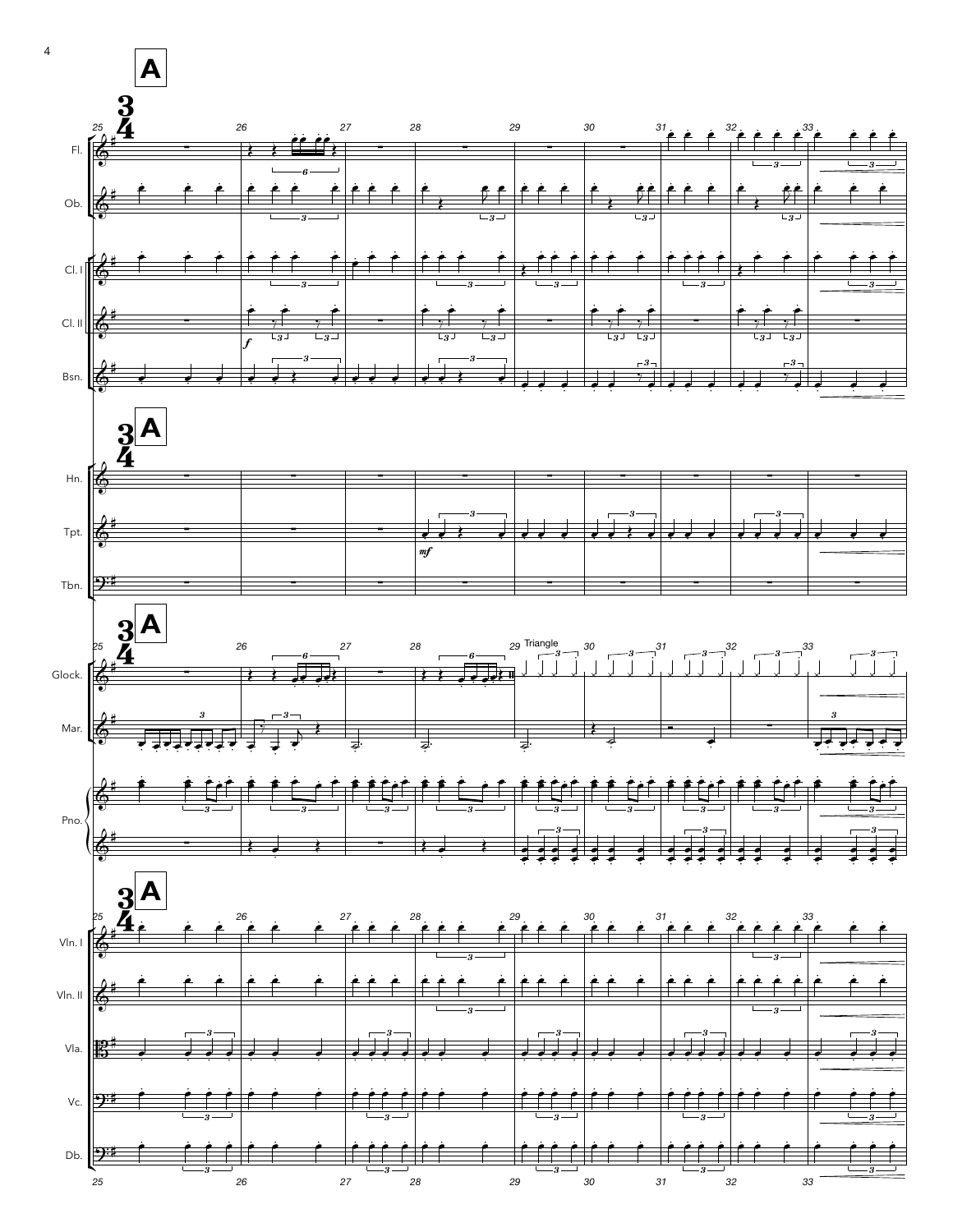**A**

Fl.

Ob.

Cl. I

Cl. II

Bsn.

Hn.

Tpt.

Tbn.

Triangle

Glock.

Mar.

Pno.

Vln. I

Vln. II

Vla.

Vc.

Db.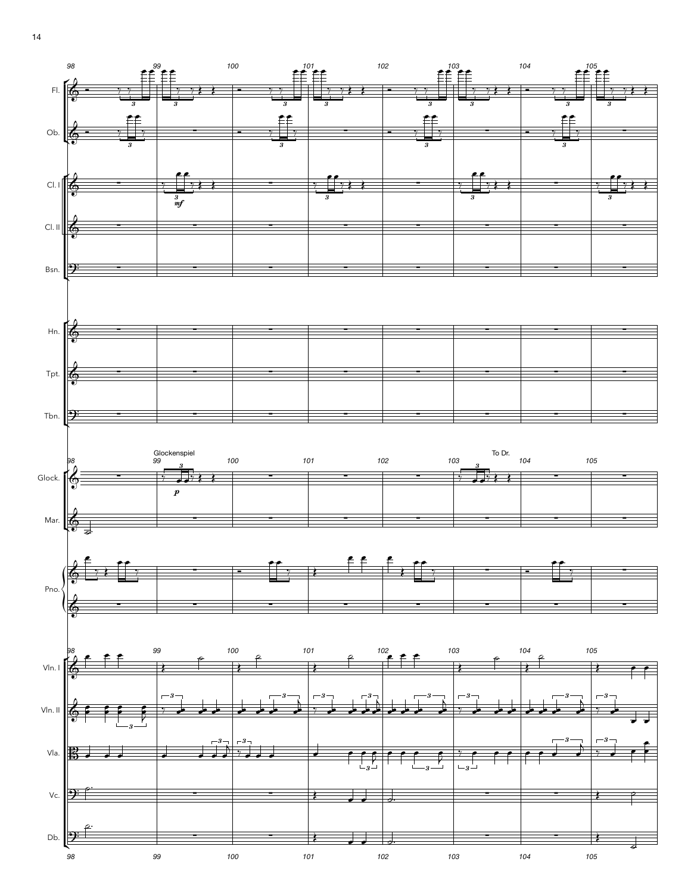Fl.

Ob.

Cl. I

Cl. II

Bsn.

Hn.

Tpt.

Tbn.

Glockenspiel

To Dr.

Glock.

Mar.

Pno.

Vln. I

Vln. II

Vla.

Vc.

Db.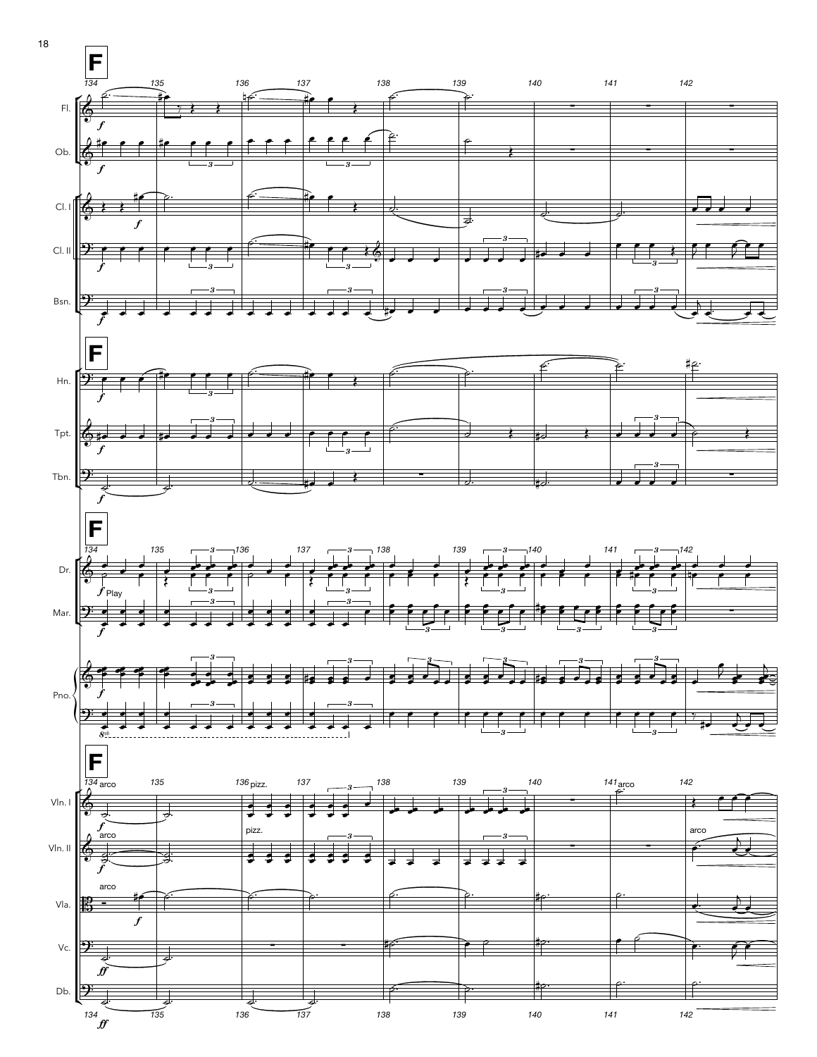**F**

134 135 136 137 138 139 140 141 142

Fl.
Ob.
Cl. I
Cl. II
Bsn.

Hn.
Tpt.
Tbn.

Dr. — *f* Play
Mar. — *f*
Pno. — *f*, 8vb

Vln. I — arco, *f*; pizz.; arco
Vln. II — arco, *f*; pizz.; arco
Vla. — arco, *f*
Vc. — *ff*
Db. — *ff*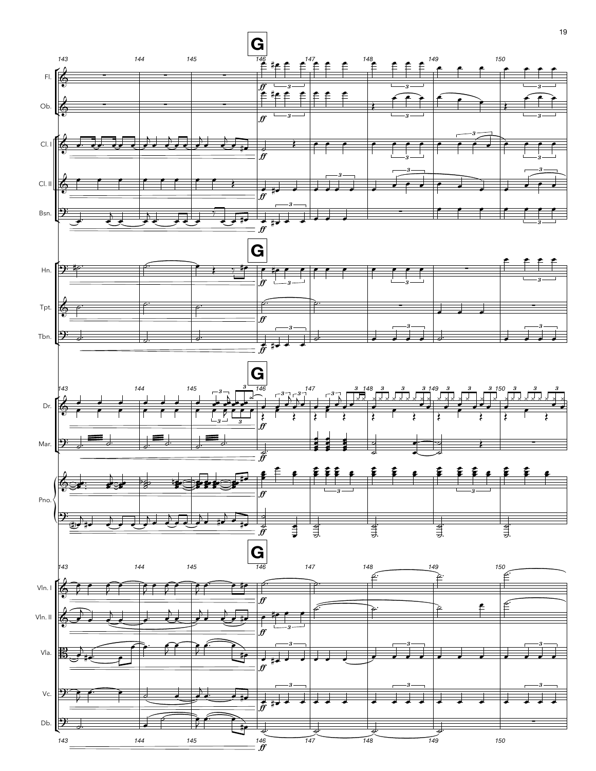**G**

143 144 145 146 147 148 149 150

Fl.

Ob.

Cl. I

Cl. II

Bsn.

Hn.

Tpt.

Tbn.

Dr.

Mar.

Pno.

Vln. I

Vln. II

Vla.

Vc.

Db.

*ff*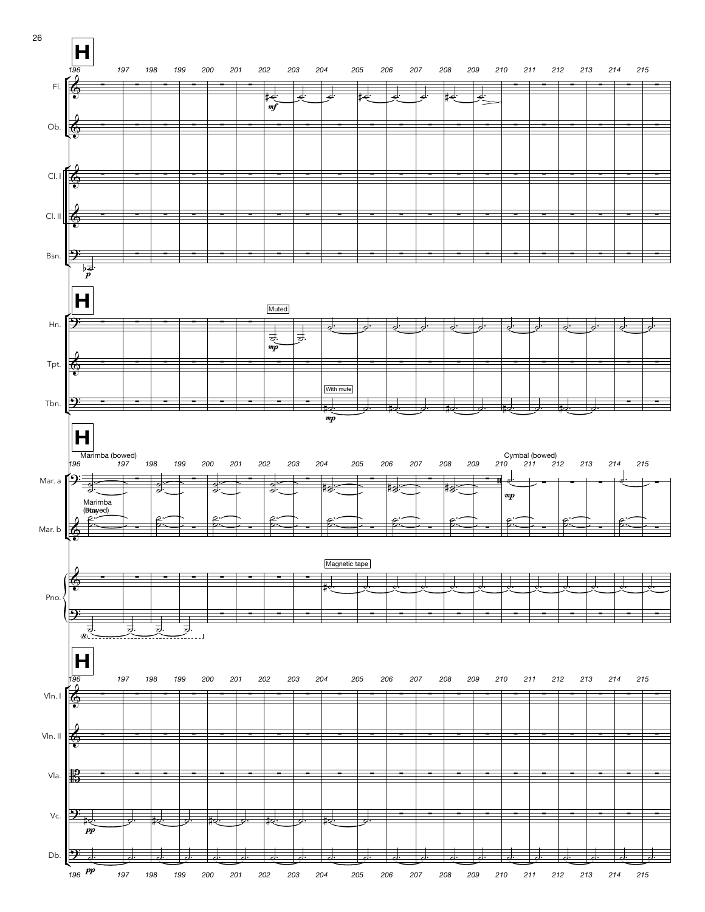**H**

Fl.
Ob.
Cl. I
Cl. II
Bsn.

Hn. — Muted
Tpt.
Tbn. — With mute

Mar. a — Marimba (bowed) — Cymbal (bowed)
Mar. b — Marimba (bowed)

Pno. — Magnetic tape

Vln. I
Vln. II
Vla.
Vc.
Db.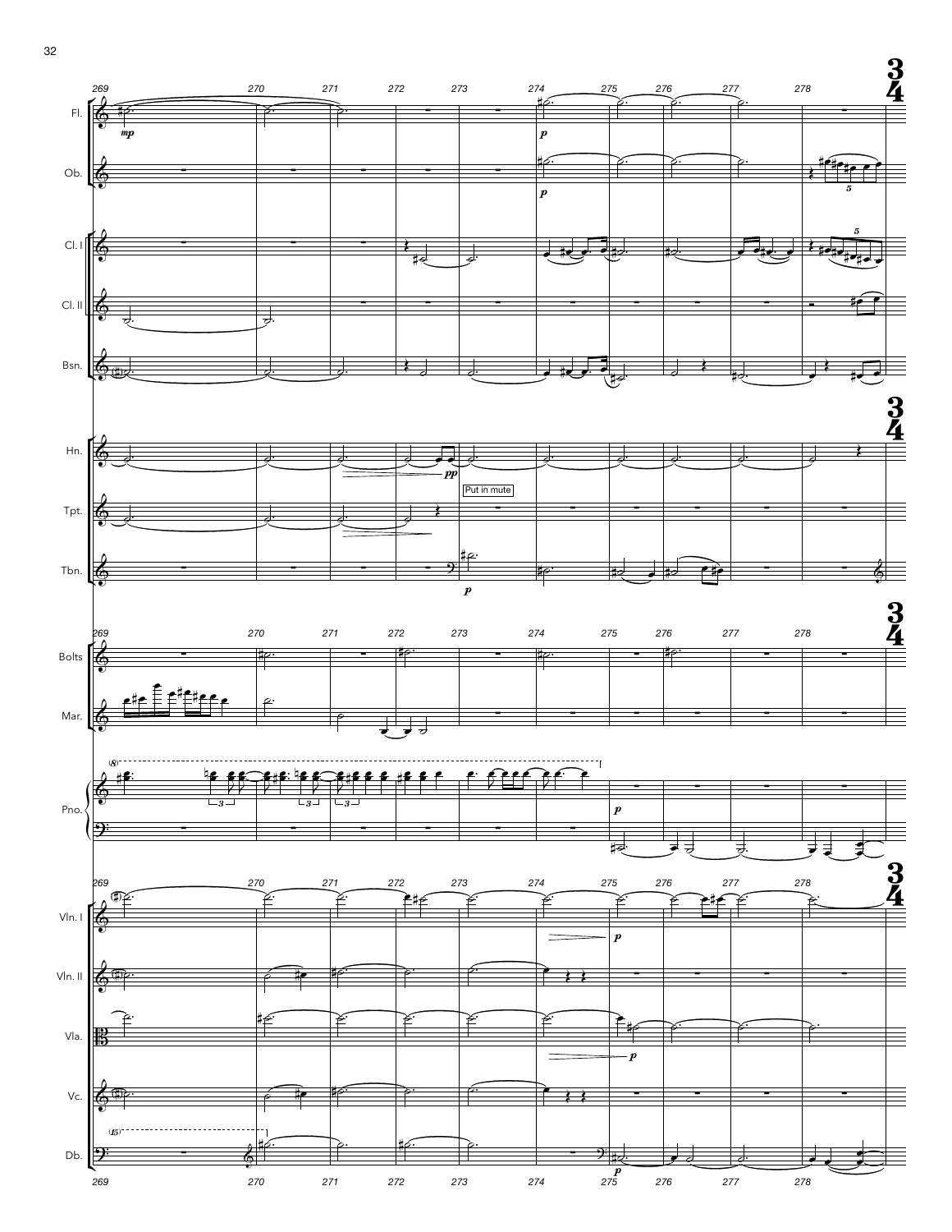Fl.

Ob.

Cl. I

Cl. II

Bsn.

Hn.

Tpt.

Put in mute

Tbn.

Bolts

Mar.

Pno.

Vln. I

Vln. II

Vla.

Vc.

Db.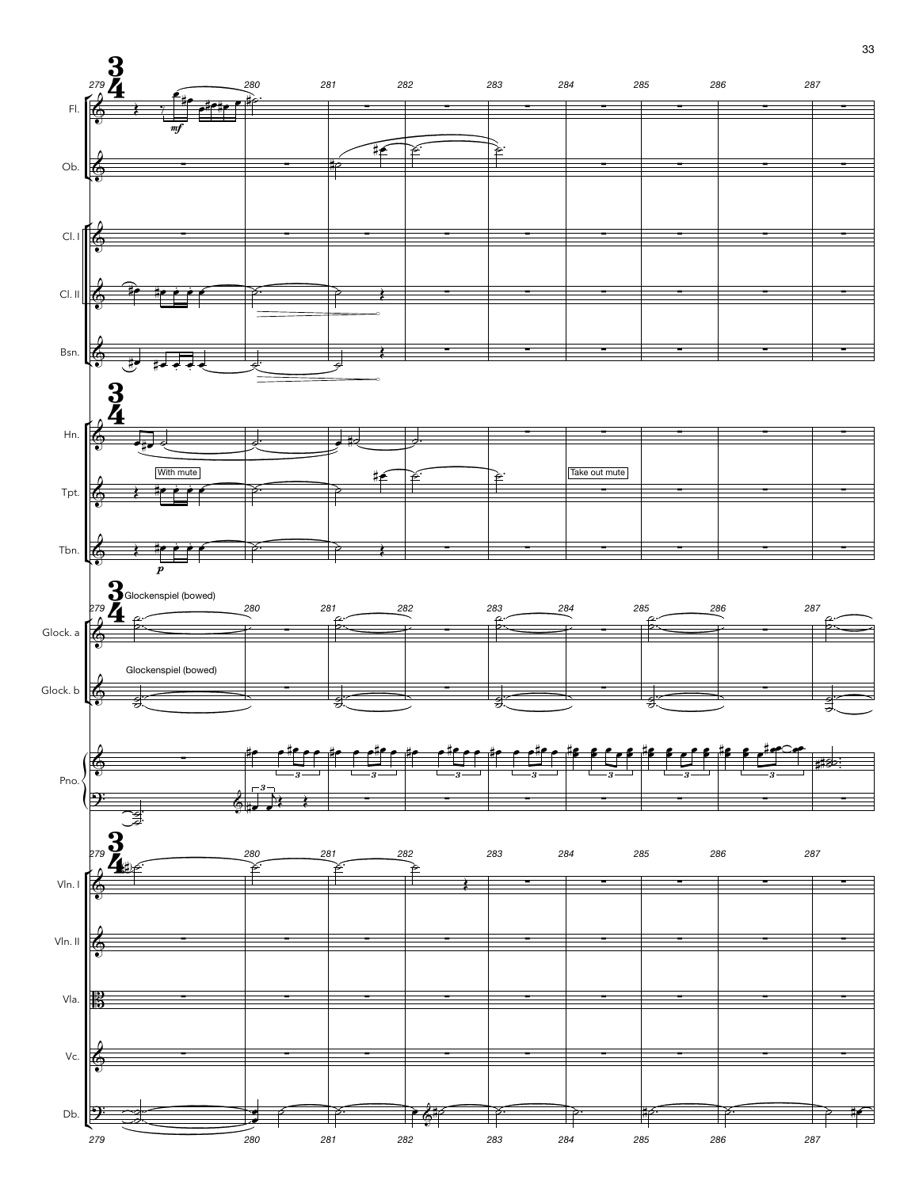Fl.

Ob.

Cl. I

Cl. II

Bsn.

Hn.

Tpt.

Tbn.

Glock. a

Glock. b

Pno.

Vln. I

Vln. II

Vla.

Vc.

Db.

With mute

Take out mute

Glockenspiel (bowed)

Glockenspiel (bowed)